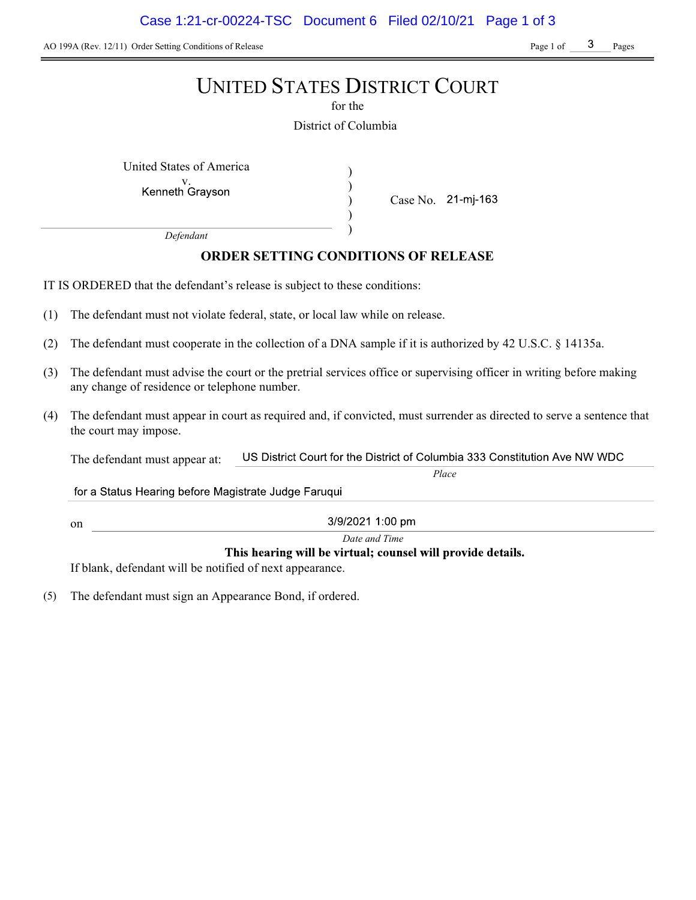AO 199A (Rev. 12/11) Order Setting Conditions of Release

# UNITED STATES DISTRICT COURT

for the

District of Columbia

United States of America
v.
Kenneth Grayson

*Defendant*

Case No. 21-mj-163

## ORDER SETTING CONDITIONS OF RELEASE

IT IS ORDERED that the defendant's release is subject to these conditions:

(1) The defendant must not violate federal, state, or local law while on release.

(2) The defendant must cooperate in the collection of a DNA sample if it is authorized by 42 U.S.C. § 14135a.

(3) The defendant must advise the court or the pretrial services office or supervising officer in writing before making any change of residence or telephone number.

(4) The defendant must appear in court as required and, if convicted, must surrender as directed to serve a sentence that the court may impose.

The defendant must appear at: US District Court for the District of Columbia 333 Constitution Ave NW WDC
*Place*

for a Status Hearing before Magistrate Judge Faruqui

on 3/9/2021 1:00 pm
*Date and Time*

**This hearing will be virtual; counsel will provide details.**

If blank, defendant will be notified of next appearance.

(5) The defendant must sign an Appearance Bond, if ordered.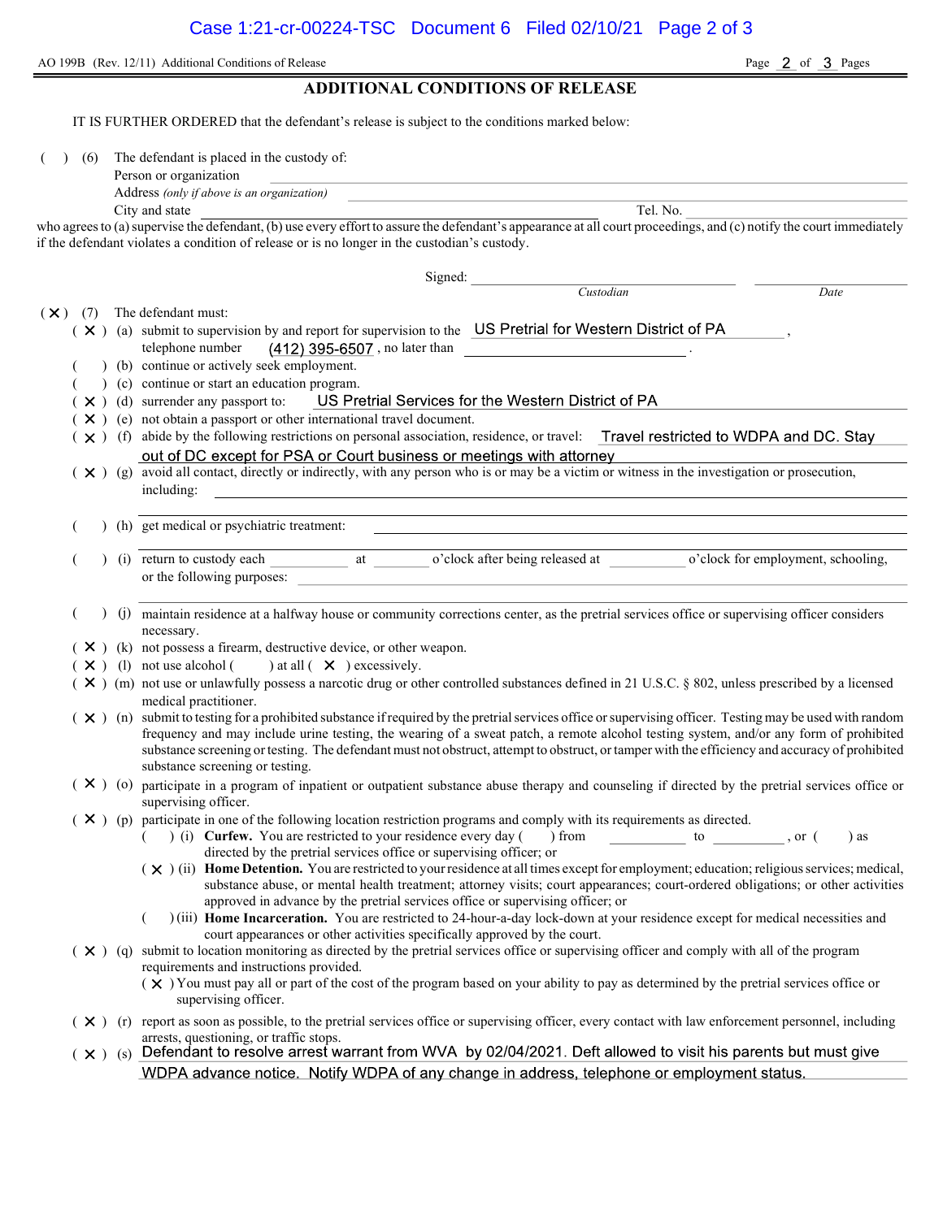AO 199B (Rev. 12/11) Additional Conditions of Release

## ADDITIONAL CONDITIONS OF RELEASE

IT IS FURTHER ORDERED that the defendant's release is subject to the conditions marked below:

( ) (6) The defendant is placed in the custody of:

Person or organization \_\_\_\_\_\_\_\_\_\_\_\_\_\_\_\_\_\_\_\_

Address *(only if above is an organization)* \_\_\_\_\_\_\_\_\_\_\_\_\_\_\_\_\_\_\_\_

City and state \_\_\_\_\_\_\_\_\_\_\_\_\_\_\_\_\_\_\_\_ Tel. No. \_\_\_\_\_\_\_\_\_\_

who agrees to (a) supervise the defendant, (b) use every effort to assure the defendant's appearance at all court proceedings, and (c) notify the court immediately if the defendant violates a condition of release or is no longer in the custodian's custody.

Signed: \_\_\_\_\_\_\_\_\_\_\_\_\_\_\_\_\_\_\_\_ \_\_\_\_\_\_\_\_\_\_
*Custodian* *Date*

( X ) (7) The defendant must:

- ( X ) (a) submit to supervision by and report for supervision to the US Pretrial for Western District of PA, telephone number (412) 395-6507, no later than \_\_\_\_\_\_\_\_\_\_.
- ( ) (b) continue or actively seek employment.
- ( ) (c) continue or start an education program.
- ( X ) (d) surrender any passport to: US Pretrial Services for the Western District of PA
- ( X ) (e) not obtain a passport or other international travel document.
- ( X ) (f) abide by the following restrictions on personal association, residence, or travel: Travel restricted to WDPA and DC. Stay out of DC except for PSA or Court business or meetings with attorney
- ( X ) (g) avoid all contact, directly or indirectly, with any person who is or may be a victim or witness in the investigation or prosecution, including: \_\_\_\_\_\_\_\_\_\_\_\_\_\_\_\_\_\_\_\_
- ( ) (h) get medical or psychiatric treatment: \_\_\_\_\_\_\_\_\_\_\_\_\_\_\_\_\_\_\_\_
- ( ) (i) return to custody each \_\_\_\_\_\_ at \_\_\_\_\_ o'clock after being released at \_\_\_\_\_\_ o'clock for employment, schooling, or the following purposes: \_\_\_\_\_\_\_\_\_\_\_\_\_\_\_\_\_\_\_\_
- ( ) (j) maintain residence at a halfway house or community corrections center, as the pretrial services office or supervising officer considers necessary.
- ( X ) (k) not possess a firearm, destructive device, or other weapon.
- ( X ) (l) not use alcohol ( ) at all ( X ) excessively.
- ( X ) (m) not use or unlawfully possess a narcotic drug or other controlled substances defined in 21 U.S.C. § 802, unless prescribed by a licensed medical practitioner.
- ( X ) (n) submit to testing for a prohibited substance if required by the pretrial services office or supervising officer. Testing may be used with random frequency and may include urine testing, the wearing of a sweat patch, a remote alcohol testing system, and/or any form of prohibited substance screening or testing. The defendant must not obstruct, attempt to obstruct, or tamper with the efficiency and accuracy of prohibited substance screening or testing.
- ( X ) (o) participate in a program of inpatient or outpatient substance abuse therapy and counseling if directed by the pretrial services office or supervising officer.
- ( X ) (p) participate in one of the following location restriction programs and comply with its requirements as directed.
  - ( ) (i) **Curfew.** You are restricted to your residence every day ( ) from \_\_\_\_\_\_ to \_\_\_\_\_\_, or ( ) as directed by the pretrial services office or supervising officer; or
  - ( X ) (ii) **Home Detention.** You are restricted to your residence at all times except for employment; education; religious services; medical, substance abuse, or mental health treatment; attorney visits; court appearances; court-ordered obligations; or other activities approved in advance by the pretrial services office or supervising officer; or
  - ( ) (iii) **Home Incarceration.** You are restricted to 24-hour-a-day lock-down at your residence except for medical necessities and court appearances or other activities specifically approved by the court.
- ( X ) (q) submit to location monitoring as directed by the pretrial services office or supervising officer and comply with all of the program requirements and instructions provided.
  - ( X ) You must pay all or part of the cost of the program based on your ability to pay as determined by the pretrial services office or supervising officer.
- ( X ) (r) report as soon as possible, to the pretrial services office or supervising officer, every contact with law enforcement personnel, including arrests, questioning, or traffic stops.
- ( X ) (s) Defendant to resolve arrest warrant from WVA by 02/04/2021. Deft allowed to visit his parents but must give WDPA advance notice. Notify WDPA of any change in address, telephone or employment status.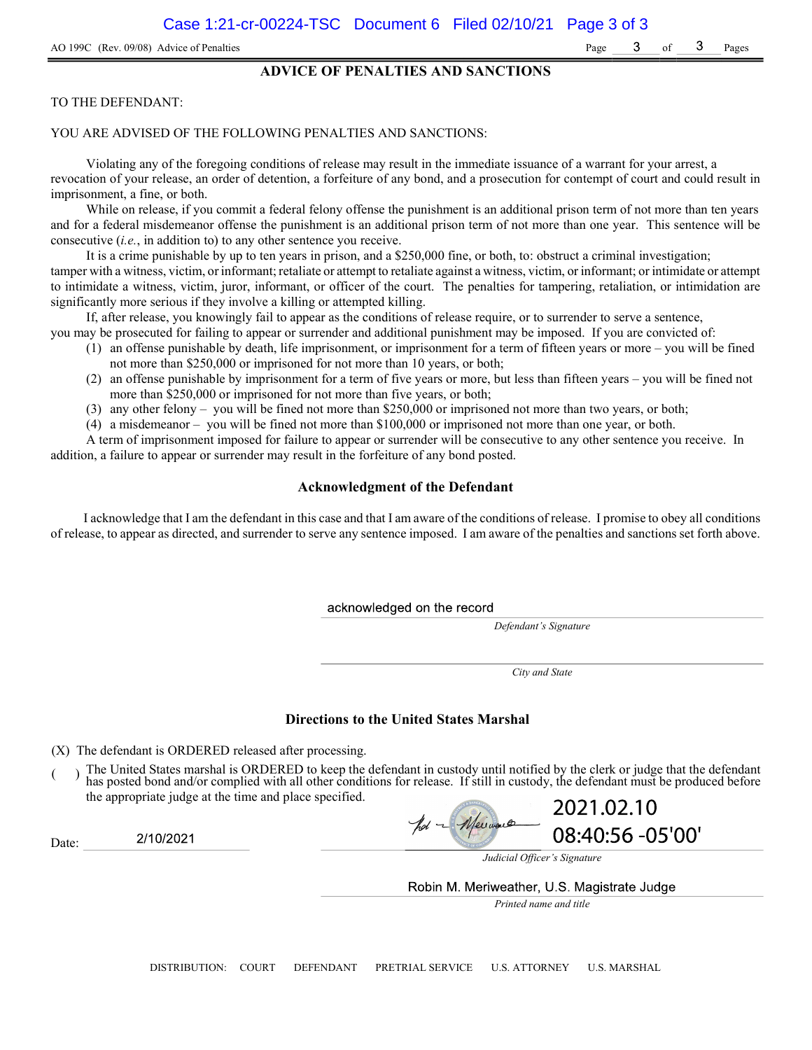AO 199C (Rev. 09/08) Advice of Penalties

## ADVICE OF PENALTIES AND SANCTIONS

TO THE DEFENDANT:

YOU ARE ADVISED OF THE FOLLOWING PENALTIES AND SANCTIONS:

Violating any of the foregoing conditions of release may result in the immediate issuance of a warrant for your arrest, a revocation of your release, an order of detention, a forfeiture of any bond, and a prosecution for contempt of court and could result in imprisonment, a fine, or both.

While on release, if you commit a federal felony offense the punishment is an additional prison term of not more than ten years and for a federal misdemeanor offense the punishment is an additional prison term of not more than one year. This sentence will be consecutive (*i.e.*, in addition to) to any other sentence you receive.

It is a crime punishable by up to ten years in prison, and a $250,000 fine, or both, to: obstruct a criminal investigation; tamper with a witness, victim, or informant; retaliate or attempt to retaliate against a witness, victim, or informant; or intimidate or attempt to intimidate a witness, victim, juror, informant, or officer of the court. The penalties for tampering, retaliation, or intimidation are significantly more serious if they involve a killing or attempted killing.

If, after release, you knowingly fail to appear as the conditions of release require, or to surrender to serve a sentence, you may be prosecuted for failing to appear or surrender and additional punishment may be imposed. If you are convicted of:

(1) an offense punishable by death, life imprisonment, or imprisonment for a term of fifteen years or more – you will be fined not more than $250,000 or imprisoned for not more than 10 years, or both;
(2) an offense punishable by imprisonment for a term of five years or more, but less than fifteen years – you will be fined not more than $250,000 or imprisoned for not more than five years, or both;
(3) any other felony – you will be fined not more than $250,000 or imprisoned not more than two years, or both;
(4) a misdemeanor – you will be fined not more than $100,000 or imprisoned not more than one year, or both.

A term of imprisonment imposed for failure to appear or surrender will be consecutive to any other sentence you receive. In addition, a failure to appear or surrender may result in the forfeiture of any bond posted.

### Acknowledgment of the Defendant

I acknowledge that I am the defendant in this case and that I am aware of the conditions of release. I promise to obey all conditions of release, to appear as directed, and surrender to serve any sentence imposed. I am aware of the penalties and sanctions set forth above.

acknowledged on the record
*Defendant's Signature*

*City and State*

### Directions to the United States Marshal

(X) The defendant is ORDERED released after processing.

( ) The United States marshal is ORDERED to keep the defendant in custody until notified by the clerk or judge that the defendant has posted bond and/or complied with all other conditions for release. If still in custody, the defendant must be produced before the appropriate judge at the time and place specified.

Date: 2/10/2021

[Signature] 2021.02.10 08:40:56 -05'00'
*Judicial Officer's Signature*

Robin M. Meriweather, U.S. Magistrate Judge
*Printed name and title*

DISTRIBUTION: COURT DEFENDANT PRETRIAL SERVICE U.S. ATTORNEY U.S. MARSHAL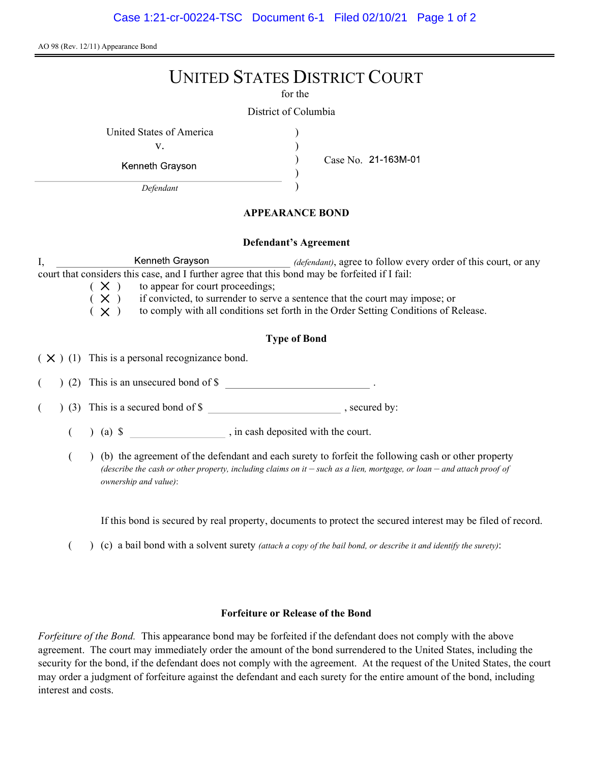AO 98 (Rev. 12/11) Appearance Bond

# UNITED STATES DISTRICT COURT

for the

District of Columbia

United States of America
v.
Kenneth Grayson
*Defendant*

Case No. 21-163M-01

## APPEARANCE BOND

### Defendant's Agreement

I, Kenneth Grayson *(defendant)*, agree to follow every order of this court, or any court that considers this case, and I further agree that this bond may be forfeited if I fail:

( X ) to appear for court proceedings;
( X ) if convicted, to surrender to serve a sentence that the court may impose; or
( X ) to comply with all conditions set forth in the Order Setting Conditions of Release.

### Type of Bond

( X ) (1) This is a personal recognizance bond.

(   ) (2) This is an unsecured bond of $ \_\_\_\_\_\_\_\_\_\_\_\_\_\_\_\_ .

(   ) (3) This is a secured bond of $ \_\_\_\_\_\_\_\_\_\_\_\_\_\_\_\_ , secured by:

(   ) (a) $ \_\_\_\_\_\_\_\_\_\_\_\_ , in cash deposited with the court.

(   ) (b) the agreement of the defendant and each surety to forfeit the following cash or other property *(describe the cash or other property, including claims on it – such as a lien, mortgage, or loan – and attach proof of ownership and value)*:

If this bond is secured by real property, documents to protect the secured interest may be filed of record.

(   ) (c) a bail bond with a solvent surety *(attach a copy of the bail bond, or describe it and identify the surety)*:

### Forfeiture or Release of the Bond

*Forfeiture of the Bond.* This appearance bond may be forfeited if the defendant does not comply with the above agreement. The court may immediately order the amount of the bond surrendered to the United States, including the security for the bond, if the defendant does not comply with the agreement. At the request of the United States, the court may order a judgment of forfeiture against the defendant and each surety for the entire amount of the bond, including interest and costs.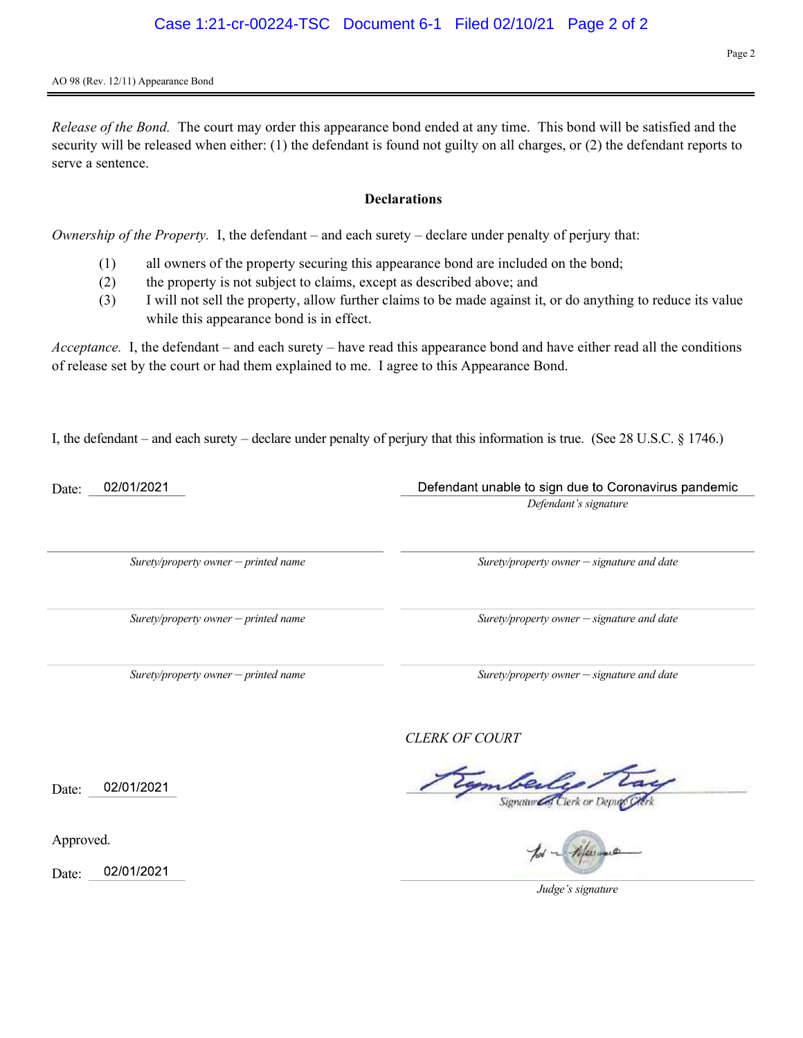AO 98 (Rev. 12/11) Appearance Bond

*Release of the Bond.* The court may order this appearance bond ended at any time. This bond will be satisfied and the security will be released when either: (1) the defendant is found not guilty on all charges, or (2) the defendant reports to serve a sentence.

**Declarations**

*Ownership of the Property.* I, the defendant – and each surety – declare under penalty of perjury that:

(1) all owners of the property securing this appearance bond are included on the bond;
(2) the property is not subject to claims, except as described above; and
(3) I will not sell the property, allow further claims to be made against it, or do anything to reduce its value while this appearance bond is in effect.

*Acceptance.* I, the defendant – and each surety – have read this appearance bond and have either read all the conditions of release set by the court or had them explained to me. I agree to this Appearance Bond.

I, the defendant – and each surety – declare under penalty of perjury that this information is true. (See 28 U.S.C. § 1746.)

Date: 02/01/2021

Defendant unable to sign due to Coronavirus pandemic
*Defendant's signature*

*Surety/property owner – printed name* | *Surety/property owner – signature and date*

*Surety/property owner – printed name* | *Surety/property owner – signature and date*

*Surety/property owner – printed name* | *Surety/property owner – signature and date*

*CLERK OF COURT*

Date: 02/01/2021

Kymberly Kay
Signature of Clerk or Deputy Clerk

Approved.

Date: 02/01/2021

*Judge's signature*